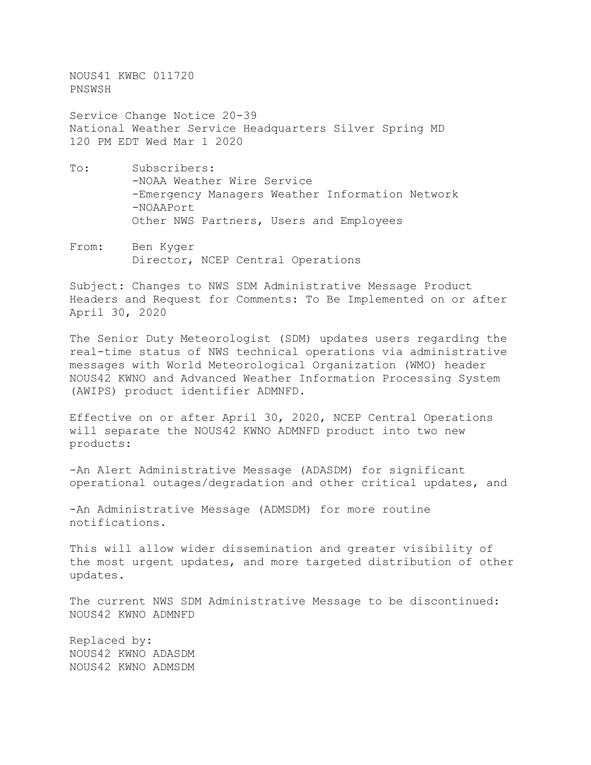NOUS41 KWBC 011720
PNSWSH

Service Change Notice 20-39
National Weather Service Headquarters Silver Spring MD
120 PM EDT Wed Mar 1 2020

To: Subscribers:
-NOAA Weather Wire Service
-Emergency Managers Weather Information Network
-NOAAPort
Other NWS Partners, Users and Employees

From: Ben Kyger
Director, NCEP Central Operations

Subject: Changes to NWS SDM Administrative Message Product Headers and Request for Comments: To Be Implemented on or after April 30, 2020

The Senior Duty Meteorologist (SDM) updates users regarding the real-time status of NWS technical operations via administrative messages with World Meteorological Organization (WMO) header NOUS42 KWNO and Advanced Weather Information Processing System (AWIPS) product identifier ADMNFD.

Effective on or after April 30, 2020, NCEP Central Operations will separate the NOUS42 KWNO ADMNFD product into two new products:

-An Alert Administrative Message (ADASDM) for significant operational outages/degradation and other critical updates, and

-An Administrative Message (ADMSDM) for more routine notifications.

This will allow wider dissemination and greater visibility of the most urgent updates, and more targeted distribution of other updates.

The current NWS SDM Administrative Message to be discontinued:
NOUS42 KWNO ADMNFD

Replaced by:
NOUS42 KWNO ADASDM
NOUS42 KWNO ADMSDM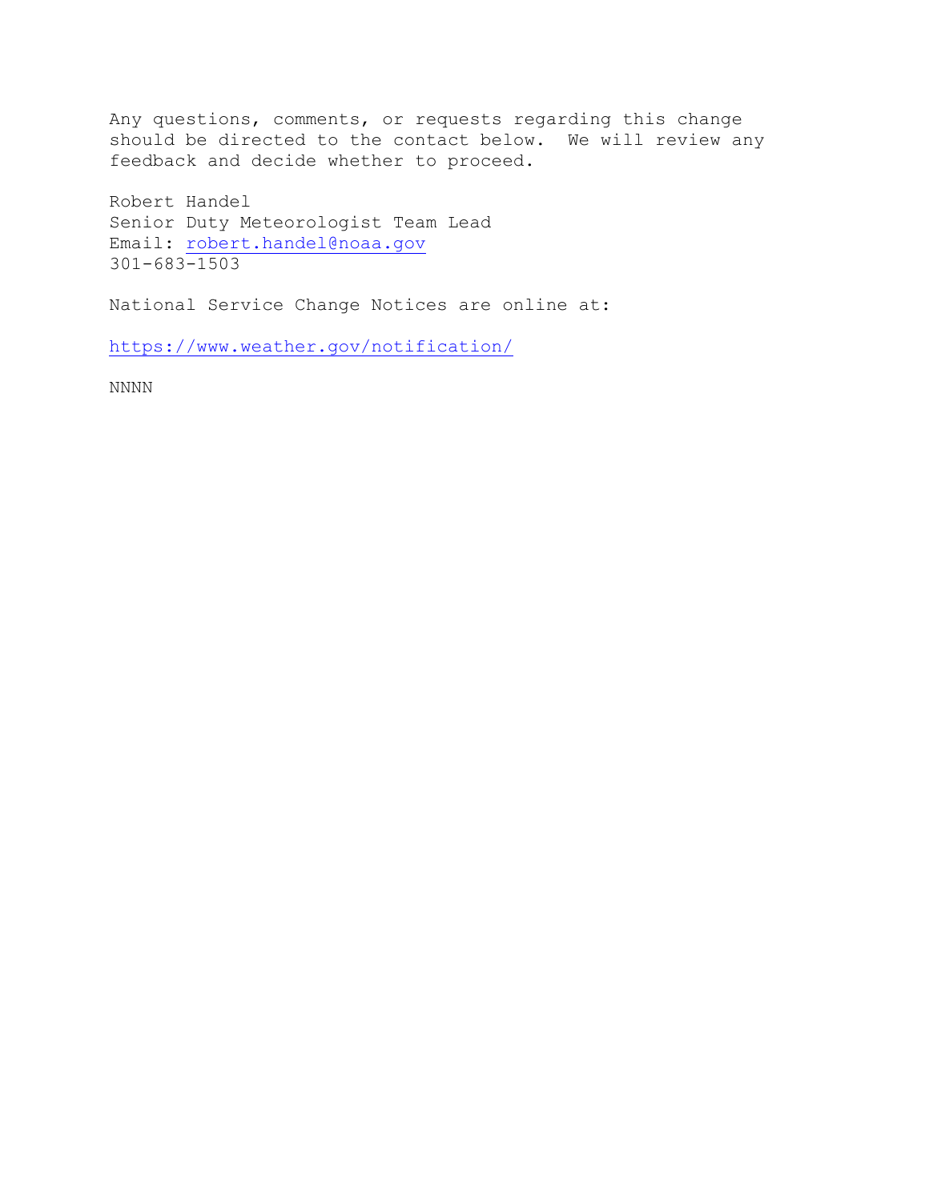Any questions, comments, or requests regarding this change should be directed to the contact below. We will review any feedback and decide whether to proceed.

Robert Handel
Senior Duty Meteorologist Team Lead
Email: robert.handel@noaa.gov
301-683-1503

National Service Change Notices are online at:

https://www.weather.gov/notification/

NNNN